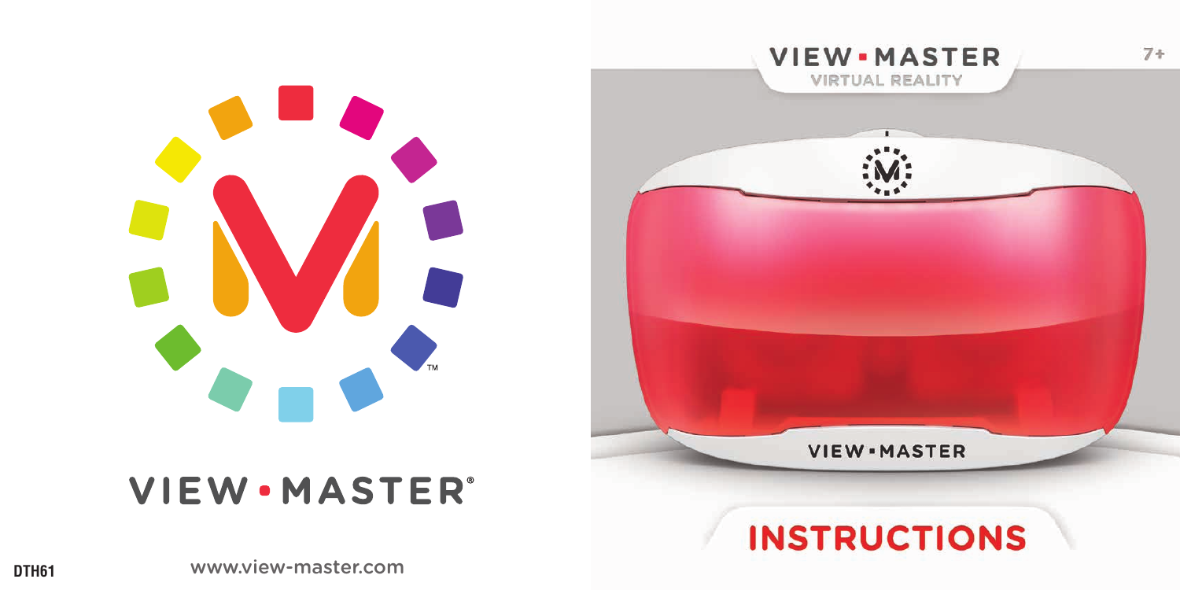VIEW • MASTER®

DTH61

www.view-master.com

VIEW • MASTER
VIRTUAL REALITY

7+

VIEW • MASTER

# INSTRUCTIONS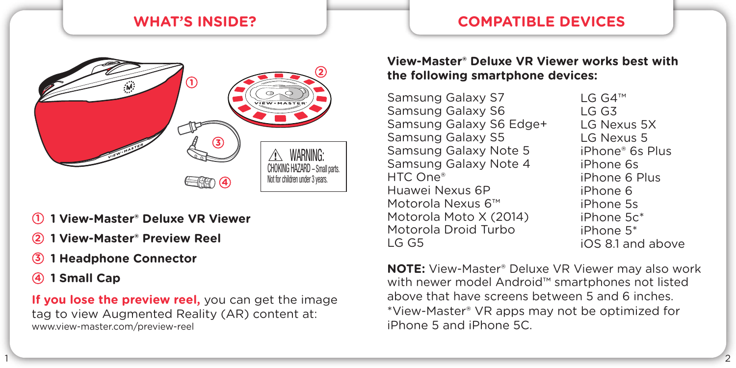## WHAT'S INSIDE?

1. **1 View-Master® Deluxe VR Viewer**
2. **1 View-Master® Preview Reel**
3. **1 Headphone Connector**
4. **1 Small Cap**

⚠ WARNING:
CHOKING HAZARD – Small parts.
Not for children under 3 years.

**If you lose the preview reel,** you can get the image tag to view Augmented Reality (AR) content at:
www.view-master.com/preview-reel

## COMPATIBLE DEVICES

**View-Master® Deluxe VR Viewer works best with the following smartphone devices:**

Samsung Galaxy S7
Samsung Galaxy S6
Samsung Galaxy S6 Edge+
Samsung Galaxy S5
Samsung Galaxy Note 5
Samsung Galaxy Note 4
HTC One®
Huawei Nexus 6P
Motorola Nexus 6™
Motorola Moto X (2014)
Motorola Droid Turbo
LG G5
LG G4™
LG G3
LG Nexus 5X
LG Nexus 5
iPhone® 6s Plus
iPhone 6s
iPhone 6 Plus
iPhone 6
iPhone 5s
iPhone 5c*
iPhone 5*
iOS 8.1 and above

**NOTE:** View-Master® Deluxe VR Viewer may also work with newer model Android™ smartphones not listed above that have screens between 5 and 6 inches.
*View-Master® VR apps may not be optimized for iPhone 5 and iPhone 5C.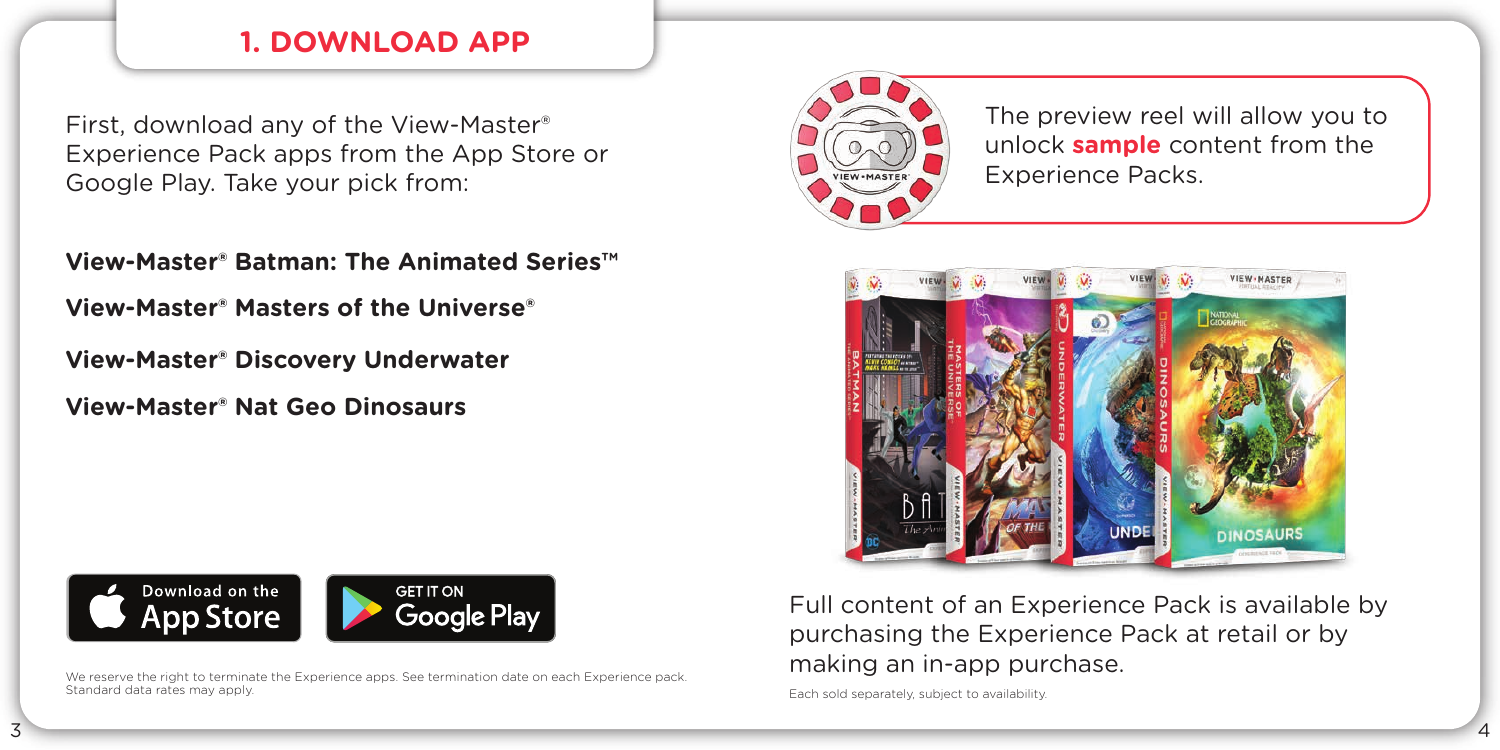## 1. DOWNLOAD APP

First, download any of the View-Master® Experience Pack apps from the App Store or Google Play. Take your pick from:

**View-Master® Batman: The Animated Series™**

**View-Master® Masters of the Universe®**

**View-Master® Discovery Underwater**

**View-Master® Nat Geo Dinosaurs**

Download on the App Store

GET IT ON Google Play

We reserve the right to terminate the Experience apps. See termination date on each Experience pack. Standard data rates may apply.

The preview reel will allow you to unlock **sample** content from the Experience Packs.

Full content of an Experience Pack is available by purchasing the Experience Pack at retail or by making an in-app purchase.

Each sold separately, subject to availability.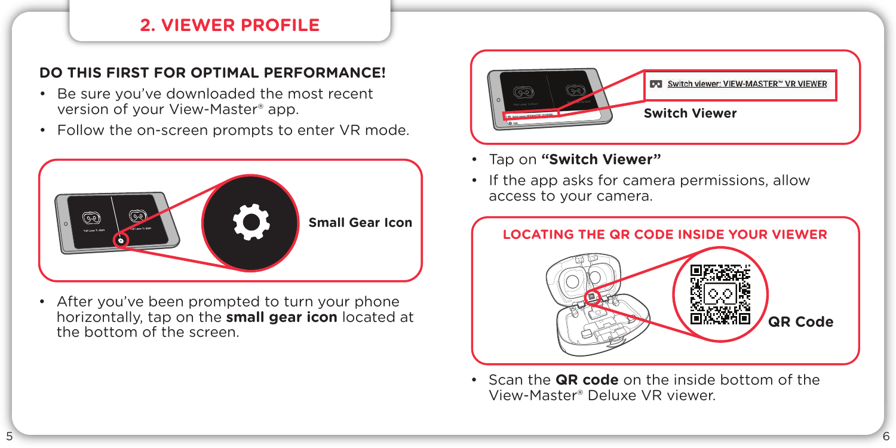## 2. VIEWER PROFILE

### DO THIS FIRST FOR OPTIMAL PERFORMANCE!

- Be sure you've downloaded the most recent version of your View-Master® app.
- Follow the on-screen prompts to enter VR mode.

**Small Gear Icon**

- After you've been prompted to turn your phone horizontally, tap on the **small gear icon** located at the bottom of the screen.

Switch viewer: VIEW-MASTER™ VR VIEWER

**Switch Viewer**

- Tap on **"Switch Viewer"**
- If the app asks for camera permissions, allow access to your camera.

**LOCATING THE QR CODE INSIDE YOUR VIEWER**

**QR Code**

- Scan the **QR code** on the inside bottom of the View-Master® Deluxe VR viewer.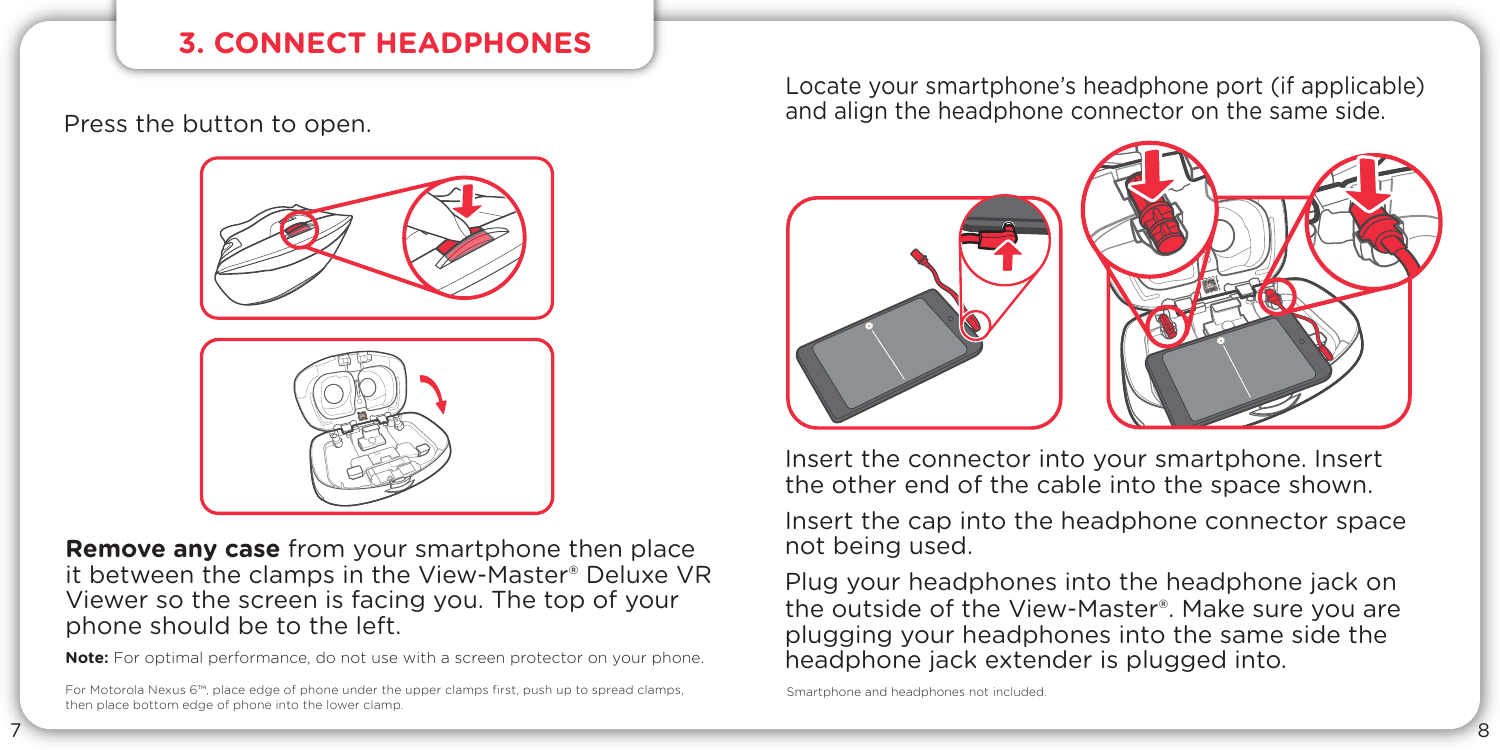## 3. CONNECT HEADPHONES

Press the button to open.

**Remove any case** from your smartphone then place it between the clamps in the View-Master® Deluxe VR Viewer so the screen is facing you. The top of your phone should be to the left.

**Note:** For optimal performance, do not use with a screen protector on your phone.

For Motorola Nexus 6™, place edge of phone under the upper clamps first, push up to spread clamps, then place bottom edge of phone into the lower clamp.

Locate your smartphone's headphone port (if applicable) and align the headphone connector on the same side.

Insert the connector into your smartphone. Insert the other end of the cable into the space shown.

Insert the cap into the headphone connector space not being used.

Plug your headphones into the headphone jack on the outside of the View-Master®. Make sure you are plugging your headphones into the same side the headphone jack extender is plugged into.

Smartphone and headphones not included.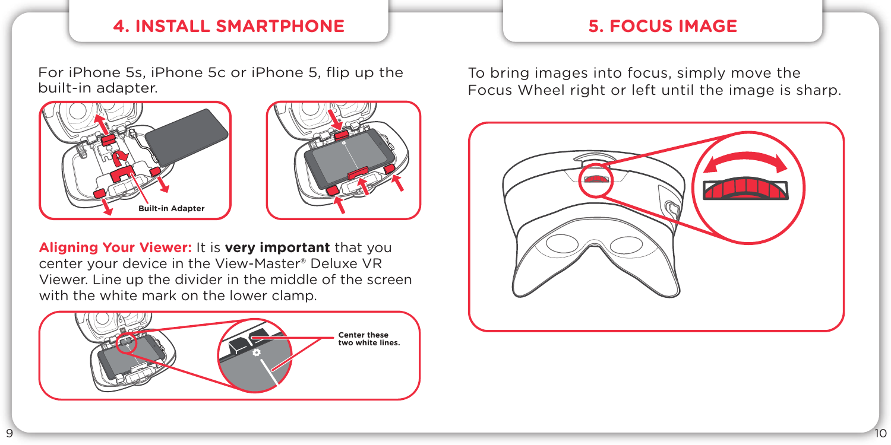## 4. INSTALL SMARTPHONE

For iPhone 5s, iPhone 5c or iPhone 5, flip up the built-in adapter.

Built-in Adapter

**Aligning Your Viewer:** It is **very important** that you center your device in the View-Master® Deluxe VR Viewer. Line up the divider in the middle of the screen with the white mark on the lower clamp.

Center these two white lines.

## 5. FOCUS IMAGE

To bring images into focus, simply move the Focus Wheel right or left until the image is sharp.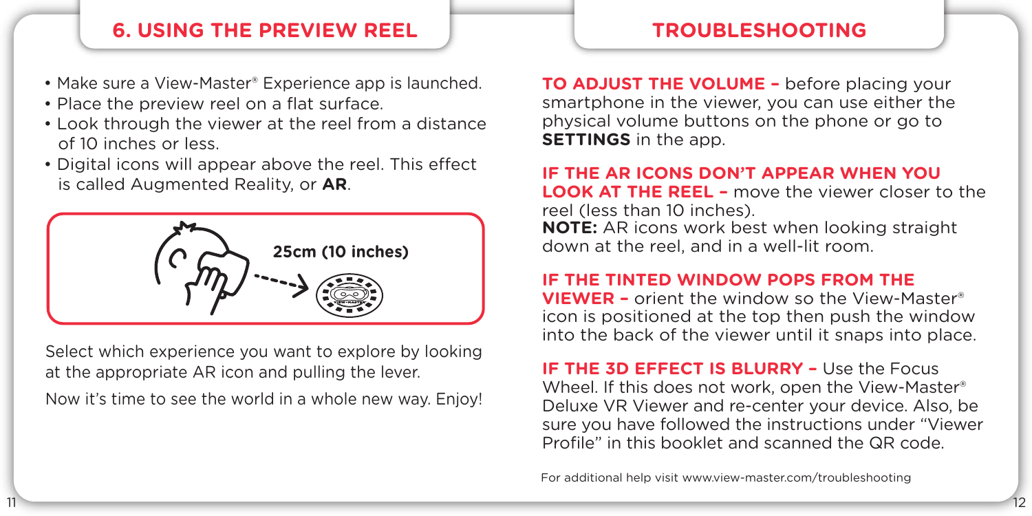## 6. USING THE PREVIEW REEL

- Make sure a View-Master® Experience app is launched.
- Place the preview reel on a flat surface.
- Look through the viewer at the reel from a distance of 10 inches or less.
- Digital icons will appear above the reel. This effect is called Augmented Reality, or **AR**.

**25cm (10 inches)**

Select which experience you want to explore by looking at the appropriate AR icon and pulling the lever.

Now it's time to see the world in a whole new way. Enjoy!

## TROUBLESHOOTING

**TO ADJUST THE VOLUME –** before placing your smartphone in the viewer, you can use either the physical volume buttons on the phone or go to **SETTINGS** in the app.

**IF THE AR ICONS DON'T APPEAR WHEN YOU LOOK AT THE REEL –** move the viewer closer to the reel (less than 10 inches).
**NOTE:** AR icons work best when looking straight down at the reel, and in a well-lit room.

**IF THE TINTED WINDOW POPS FROM THE VIEWER –** orient the window so the View-Master® icon is positioned at the top then push the window into the back of the viewer until it snaps into place.

**IF THE 3D EFFECT IS BLURRY –** Use the Focus Wheel. If this does not work, open the View-Master® Deluxe VR Viewer and re-center your device. Also, be sure you have followed the instructions under "Viewer Profile" in this booklet and scanned the QR code.

For additional help visit www.view-master.com/troubleshooting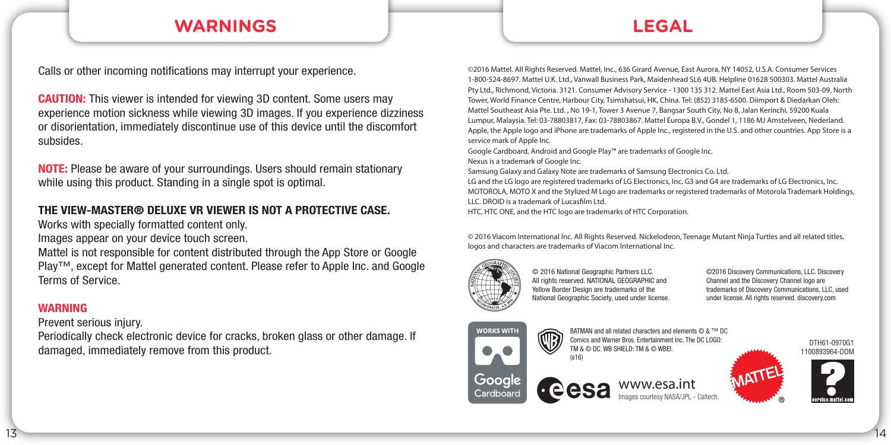## WARNINGS

Calls or other incoming notifications may interrupt your experience.

**CAUTION:** This viewer is intended for viewing 3D content. Some users may experience motion sickness while viewing 3D images. If you experience dizziness or disorientation, immediately discontinue use of this device until the discomfort subsides.

**NOTE:** Please be aware of your surroundings. Users should remain stationary while using this product. Standing in a single spot is optimal.

**THE VIEW-MASTER® DELUXE VR VIEWER IS NOT A PROTECTIVE CASE.**

Works with specially formatted content only.

Images appear on your device touch screen.

Mattel is not responsible for content distributed through the App Store or Google Play™, except for Mattel generated content. Please refer to Apple Inc. and Google Terms of Service.

**WARNING**

Prevent serious injury.

Periodically check electronic device for cracks, broken glass or other damage. If damaged, immediately remove from this product.

## LEGAL

©2016 Mattel. All Rights Reserved. Mattel, Inc., 636 Girard Avenue, East Aurora, NY 14052, U.S.A. Consumer Services 1-800-524-8697. Mattel U.K. Ltd., Vanwall Business Park, Maidenhead SL6 4UB. Helpline 01628 500303. Mattel Australia Pty Ltd., Richmond, Victoria. 3121. Consumer Advisory Service - 1300 135 312. Mattel East Asia Ltd., Room 503-09, North Tower, World Finance Centre, Harbour City, Tsimshatsui, HK, China. Tel: (852) 3185-6500. Diimport & Diedarkan Oleh: Mattel Southeast Asia Pte. Ltd. , No 19-1, Tower 3 Avenue 7, Bangsar South City, No 8, Jalan Kerinchi, 59200 Kuala Lumpur, Malaysia. Tel: 03-78803817, Fax: 03-78803867. Mattel Europa B.V., Gondel 1, 1186 MJ Amstelveen, Nederland. Apple, the Apple logo and iPhone are trademarks of Apple Inc., registered in the U.S. and other countries. App Store is a service mark of Apple Inc.

Google Cardboard, Android and Google Play™ are trademarks of Google Inc.

Nexus is a trademark of Google Inc.

Samsung Galaxy and Galaxy Note are trademarks of Samsung Electronics Co. Ltd.

LG and the LG logo are registered trademarks of LG Electronics, Inc. G3 and G4 are trademarks of LG Electronics, Inc.

MOTOROLA, MOTO X and the Stylized M Logo are trademarks or registered trademarks of Motorola Trademark Holdings, LLC. DROID is a trademark of Lucasfilm Ltd.

HTC, HTC ONE, and the HTC logo are trademarks of HTC Corporation.

© 2016 Viacom International Inc. All Rights Reserved. Nickelodeon, Teenage Mutant Ninja Turtles and all related titles, logos and characters are trademarks of Viacom International Inc.

© 2016 National Geographic Partners LLC. All rights reserved. NATIONAL GEOGRAPHIC and Yellow Border Design are trademarks of the National Geographic Society, used under license.

©2016 Discovery Communications, LLC. Discovery Channel and the Discovery Channel logo are trademarks of Discovery Communications, LLC, used under license. All rights reserved. discovery.com

WORKS WITH Google Cardboard

BATMAN and all related characters and elements © & ™ DC Comics and Warner Bros. Entertainment Inc. The DC LOGO: TM & © DC. WB SHIELD: TM & © WBEI. (s16)

www.esa.int

Images courtesy NASA/JPL - Caltech.

DTH61-0970G1
1100893964-DOM

service.mattel.com